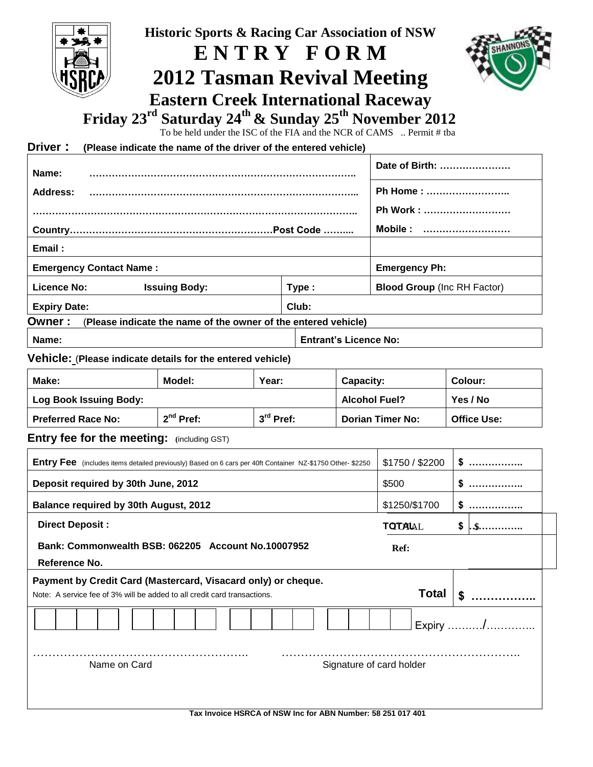# Historic Sports & Racing Car Association of NSW

# ENTRY FORM

# 2012 Tasman Revival Meeting

## Eastern Creek International Raceway

## Friday 23rd Saturday 24th & Sunday 25th November 2012

To be held under the ISC of the FIA and the NCR of CAMS .. Permit # tba

**Driver :** **(Please indicate the name of the driver of the entered vehicle)**

| | | |
|---|---|---|
| **Name:** ……………………………………………………………………… | | **Date of Birth:** ………………… |
| **Address:** ……………………………………………………………………… | | **Ph Home :** …………………… |
| ……………………………………………………………………………………… | | **Ph Work :** …………………… |
| **Country**……………………………………………………**Post Code** …….. | | **Mobile :** …………………… |
| **Email :** | | |
| **Emergency Contact Name :** | | **Emergency Ph:** |
| **Licence No:** **Issuing Body:** | **Type :** | **Blood Group** (Inc RH Factor) |
| **Expiry Date:** | **Club:** | |

**Owner :** (**Please indicate the name of the owner of the entered vehicle)**

| | |
|---|---|
| **Name:** | **Entrant's Licence No:** |

**Vehicle:** (**Please indicate details for the entered vehicle)**

| | | | | |
|---|---|---|---|---|
| **Make:** | **Model:** | **Year:** | **Capacity:** | **Colour:** |
| **Log Book Issuing Body:** | | | **Alcohol Fuel?** | **Yes / No** |
| **Preferred Race No:** | **2nd Pref:** | **3rd Pref:** | **Dorian Timer No:** | **Office Use:** |

**Entry fee for the meeting:** (including GST)

| | | |
|---|---|---|
| **Entry Fee** (includes items detailed previously) Based on 6 cars per 40ft Container NZ-$1750 Other- $2250 | $1750 / $2200 | $ …………… |
| **Deposit required by 30th June, 2012** | $500 | $ …………… |
| **Balance required by 30th August, 2012** | $1250/$1700 | $ …………… |
| **Direct Deposit :** | **TOTAL** | $ …………… |
| **Bank: Commonwealth BSB: 062205 Account No.10007952** | **Ref:** | |
| **Reference No.** | | |
| **Payment by Credit Card (Mastercard, Visacard only) or cheque.** Note: A service fee of 3% will be added to all credit card transactions. | **Total** | $ …………… |

Card No: [ ][ ][ ][ ] [ ][ ][ ][ ] [ ][ ][ ][ ] [ ][ ][ ][ ] Expiry ………/…………

……………………………………………… Name on Card

……………………………………………………… Signature of card holder

**Tax Invoice HSRCA of NSW Inc for ABN Number: 58 251 017 401**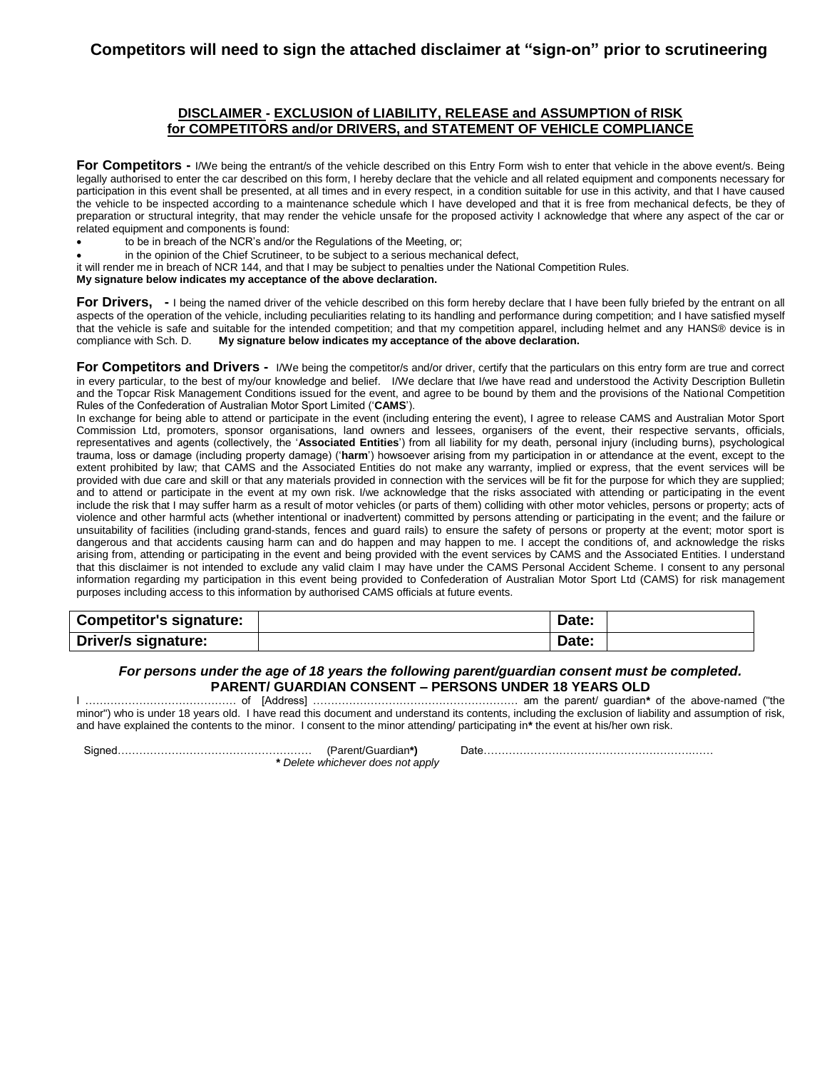## Competitors will need to sign the attached disclaimer at "sign-on" prior to scrutineering

### DISCLAIMER - EXCLUSION of LIABILITY, RELEASE and ASSUMPTION of RISK for COMPETITORS and/or DRIVERS, and STATEMENT OF VEHICLE COMPLIANCE

**For Competitors -** I/We being the entrant/s of the vehicle described on this Entry Form wish to enter that vehicle in the above event/s. Being legally authorised to enter the car described on this form, I hereby declare that the vehicle and all related equipment and components necessary for participation in this event shall be presented, at all times and in every respect, in a condition suitable for use in this activity, and that I have caused the vehicle to be inspected according to a maintenance schedule which I have developed and that it is free from mechanical defects, be they of preparation or structural integrity, that may render the vehicle unsafe for the proposed activity I acknowledge that where any aspect of the car or related equipment and components is found:

- to be in breach of the NCR's and/or the Regulations of the Meeting, or;
- in the opinion of the Chief Scrutineer, to be subject to a serious mechanical defect,

it will render me in breach of NCR 144, and that I may be subject to penalties under the National Competition Rules.
**My signature below indicates my acceptance of the above declaration.**

**For Drivers, -** I being the named driver of the vehicle described on this form hereby declare that I have been fully briefed by the entrant on all aspects of the operation of the vehicle, including peculiarities relating to its handling and performance during competition; and I have satisfied myself that the vehicle is safe and suitable for the intended competition; and that my competition apparel, including helmet and any HANS® device is in compliance with Sch. D. **My signature below indicates my acceptance of the above declaration.**

**For Competitors and Drivers -** I/We being the competitor/s and/or driver, certify that the particulars on this entry form are true and correct in every particular, to the best of my/our knowledge and belief. I/We declare that I/we have read and understood the Activity Description Bulletin and the Topcar Risk Management Conditions issued for the event, and agree to be bound by them and the provisions of the National Competition Rules of the Confederation of Australian Motor Sport Limited ('**CAMS**').

In exchange for being able to attend or participate in the event (including entering the event), I agree to release CAMS and Australian Motor Sport Commission Ltd, promoters, sponsor organisations, land owners and lessees, organisers of the event, their respective servants, officials, representatives and agents (collectively, the '**Associated Entities**') from all liability for my death, personal injury (including burns), psychological trauma, loss or damage (including property damage) ('**harm**') howsoever arising from my participation in or attendance at the event, except to the extent prohibited by law; that CAMS and the Associated Entities do not make any warranty, implied or express, that the event services will be provided with due care and skill or that any materials provided in connection with the services will be fit for the purpose for which they are supplied; and to attend or participate in the event at my own risk. I/we acknowledge that the risks associated with attending or participating in the event include the risk that I may suffer harm as a result of motor vehicles (or parts of them) colliding with other motor vehicles, persons or property; acts of violence and other harmful acts (whether intentional or inadvertent) committed by persons attending or participating in the event; and the failure or unsuitability of facilities (including grand-stands, fences and guard rails) to ensure the safety of persons or property at the event; motor sport is dangerous and that accidents causing harm can and do happen and may happen to me. I accept the conditions of, and acknowledge the risks arising from, attending or participating in the event and being provided with the event services by CAMS and the Associated Entities. I understand that this disclaimer is not intended to exclude any valid claim I may have under the CAMS Personal Accident Scheme. I consent to any personal information regarding my participation in this event being provided to Confederation of Australian Motor Sport Ltd (CAMS) for risk management purposes including access to this information by authorised CAMS officials at future events.

| | | | |
|---|---|---|---|
| **Competitor's signature:** | | **Date:** | |
| **Driver/s signature:** | | **Date:** | |

***For persons under the age of 18 years the following parent/guardian consent must be completed.***

**PARENT/ GUARDIAN CONSENT – PERSONS UNDER 18 YEARS OLD**

I …………………………………… of [Address] ………………………………………………… am the parent/ guardian**\*** of the above-named ("the minor") who is under 18 years old. I have read this document and understand its contents, including the exclusion of liability and assumption of risk, and have explained the contents to the minor. I consent to the minor attending/ participating in**\*** the event at his/her own risk.

Signed……………………………………………… (Parent/Guardian**\***) Date………………………………………………………

***\*** Delete whichever does not apply*